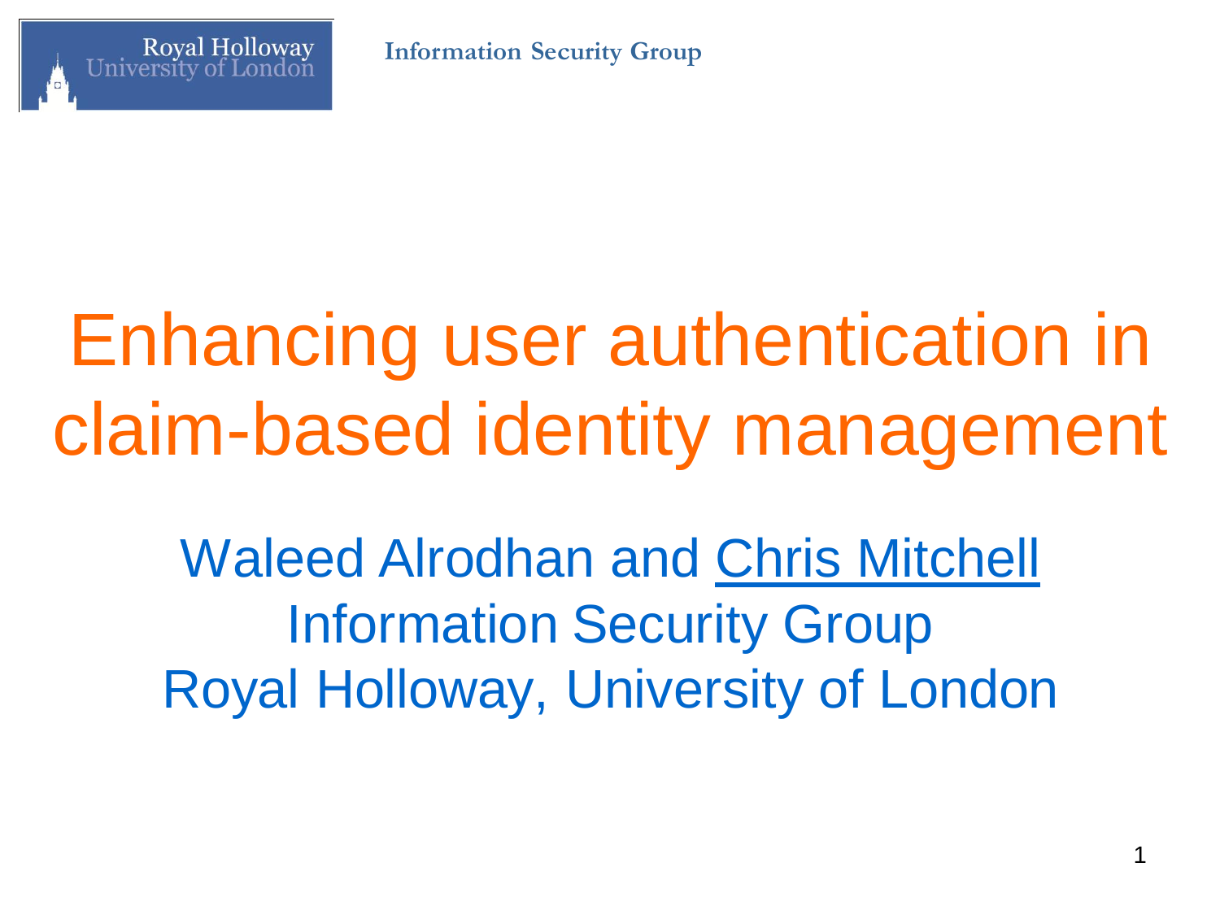# Enhancing user authentication in claim-based identity management

Waleed Alrodhan and Chris Mitchell

Information Security Group

Royal Holloway, University of London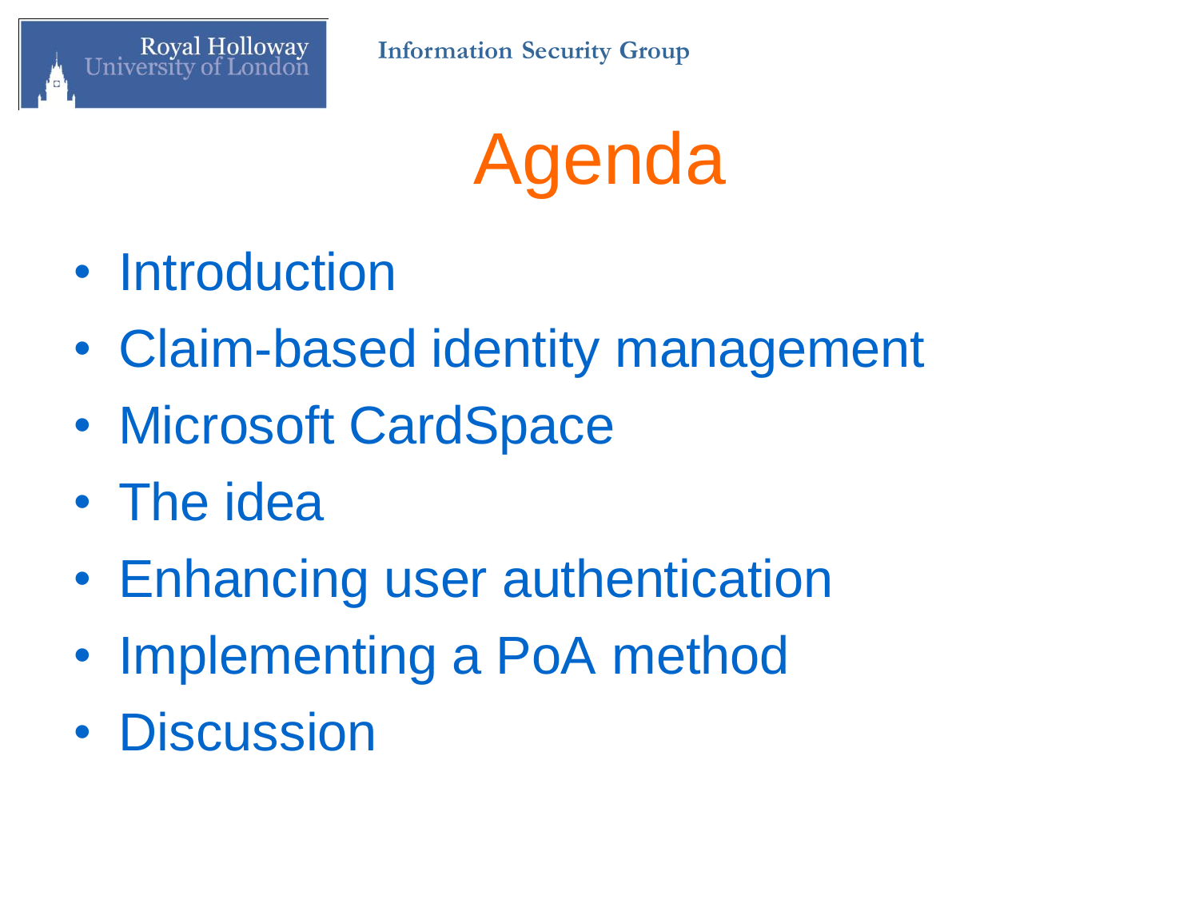# Agenda

- Introduction
- Claim-based identity management
- Microsoft CardSpace
- The idea
- Enhancing user authentication
- Implementing a PoA method
- Discussion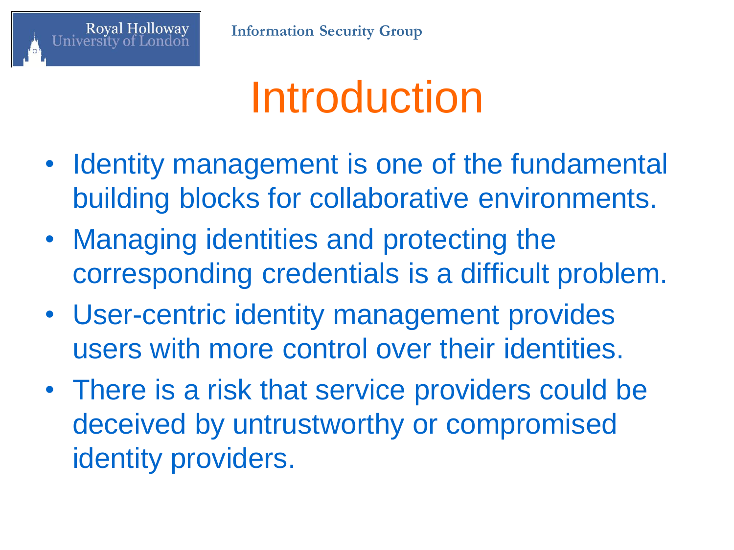# Introduction

- Identity management is one of the fundamental building blocks for collaborative environments.
- Managing identities and protecting the corresponding credentials is a difficult problem.
- User-centric identity management provides users with more control over their identities.
- There is a risk that service providers could be deceived by untrustworthy or compromised identity providers.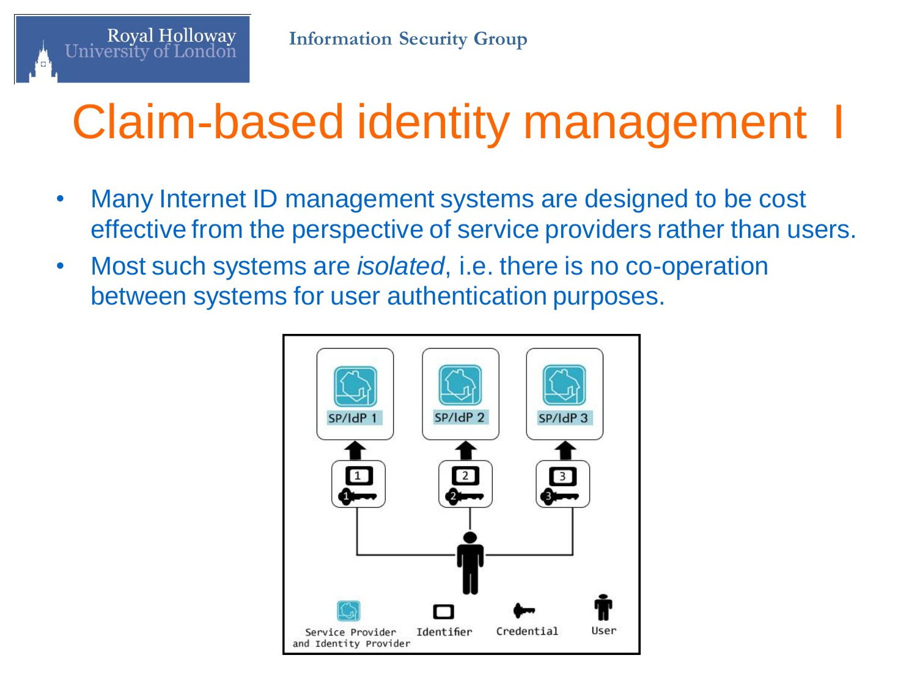# Claim-based identity management I

- Many Internet ID management systems are designed to be cost effective from the perspective of service providers rather than users.
- Most such systems are *isolated*, i.e. there is no co-operation between systems for user authentication purposes.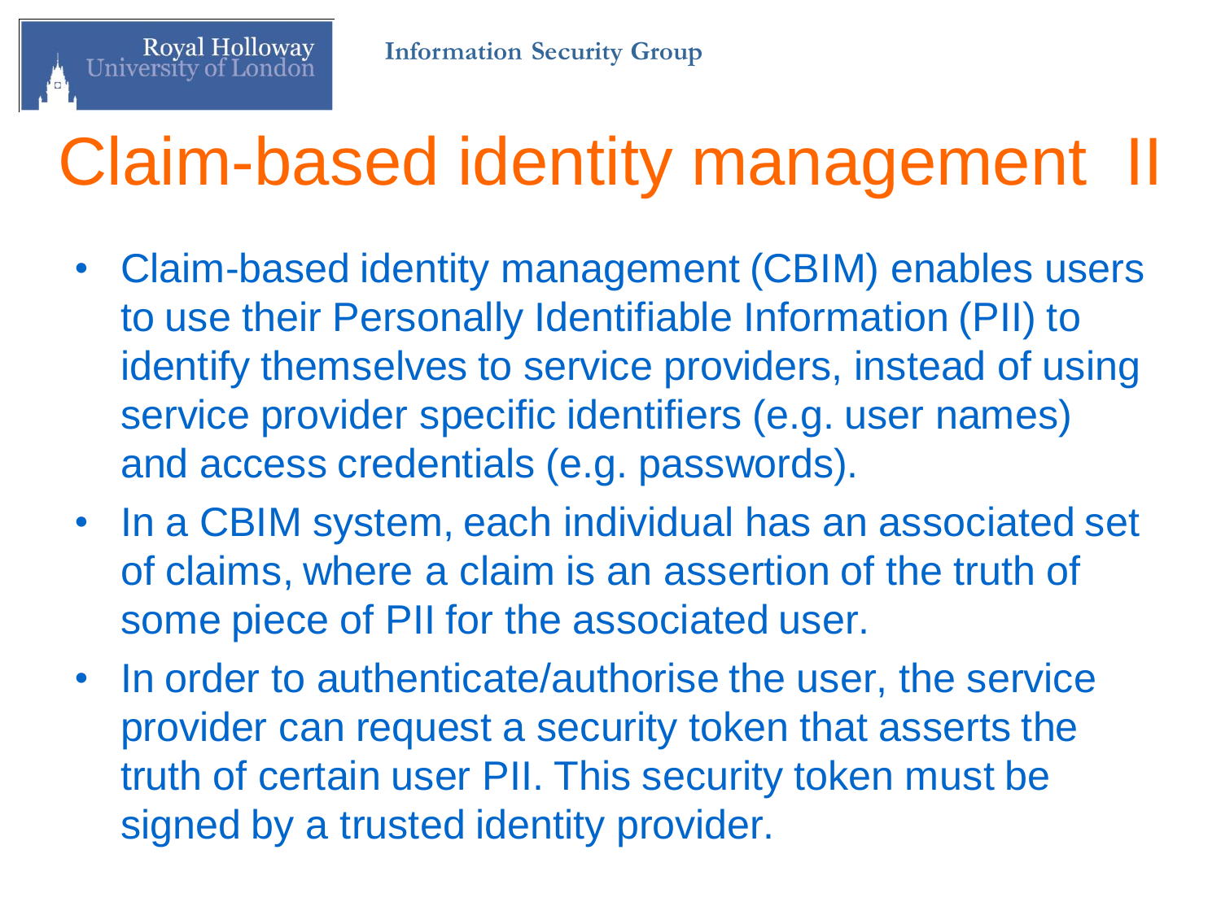# Claim-based identity management II

- Claim-based identity management (CBIM) enables users to use their Personally Identifiable Information (PII) to identify themselves to service providers, instead of using service provider specific identifiers (e.g. user names) and access credentials (e.g. passwords).
- In a CBIM system, each individual has an associated set of claims, where a claim is an assertion of the truth of some piece of PII for the associated user.
- In order to authenticate/authorise the user, the service provider can request a security token that asserts the truth of certain user PII. This security token must be signed by a trusted identity provider.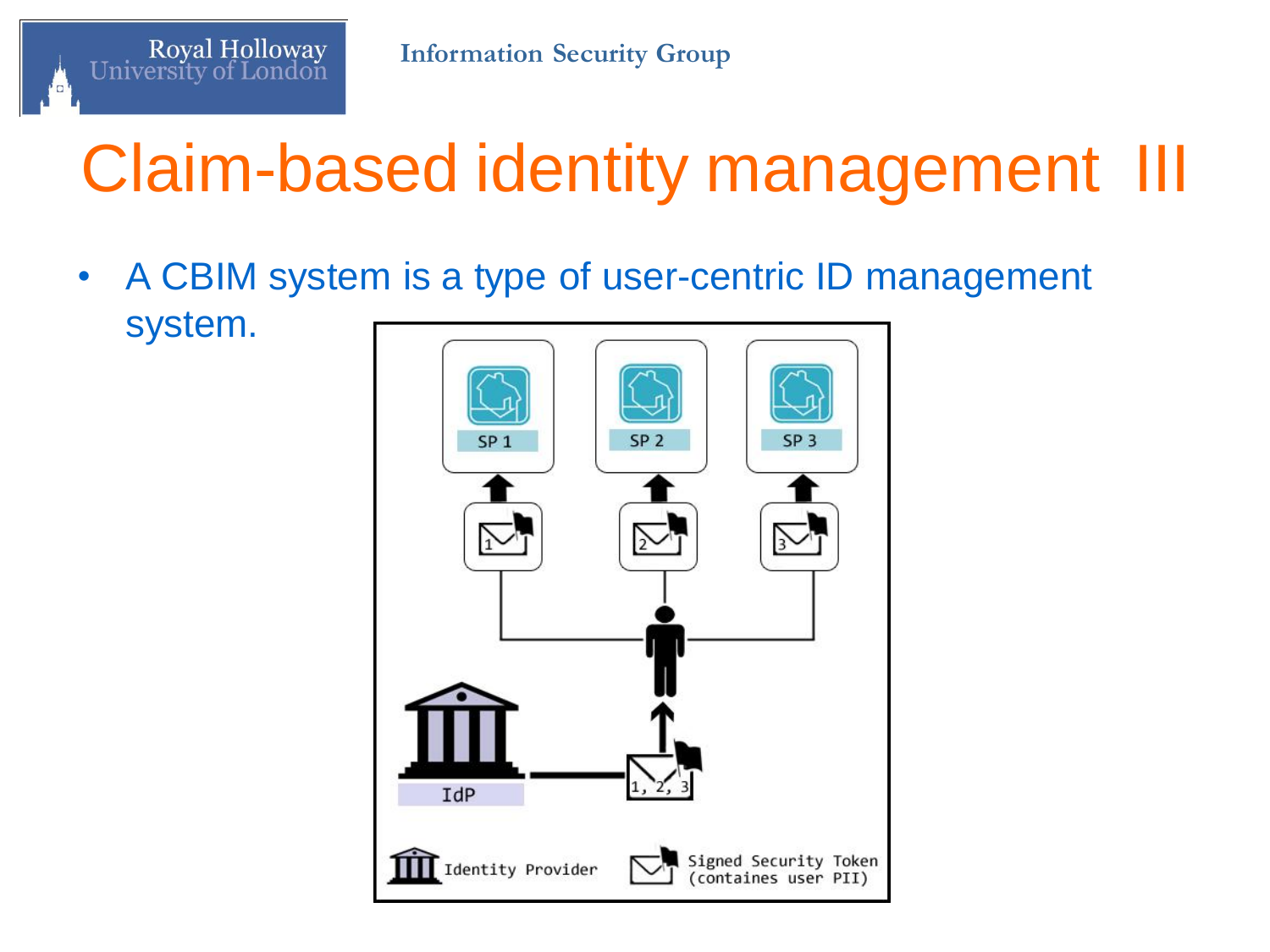# Claim-based identity management III

- A CBIM system is a type of user-centric ID management system.

SP 1 | SP 2 | SP 3

IdP

1, 2, 3

Identity Provider

Signed Security Token (containes user PII)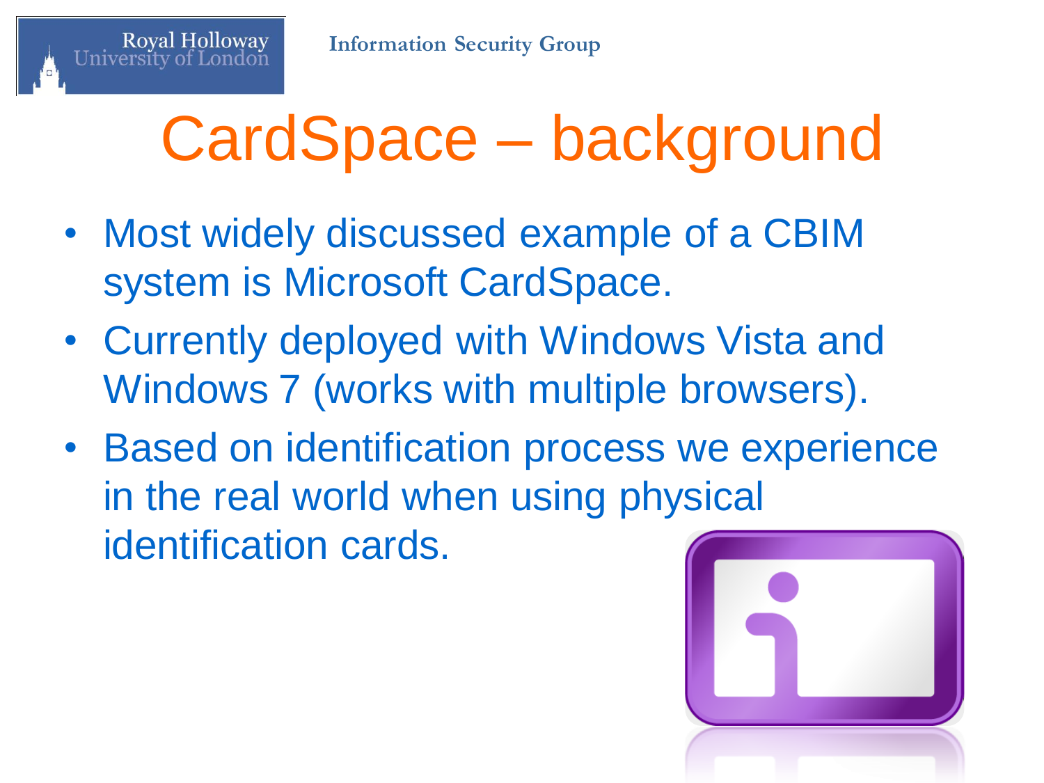# CardSpace – background

- Most widely discussed example of a CBIM system is Microsoft CardSpace.
- Currently deployed with Windows Vista and Windows 7 (works with multiple browsers).
- Based on identification process we experience in the real world when using physical identification cards.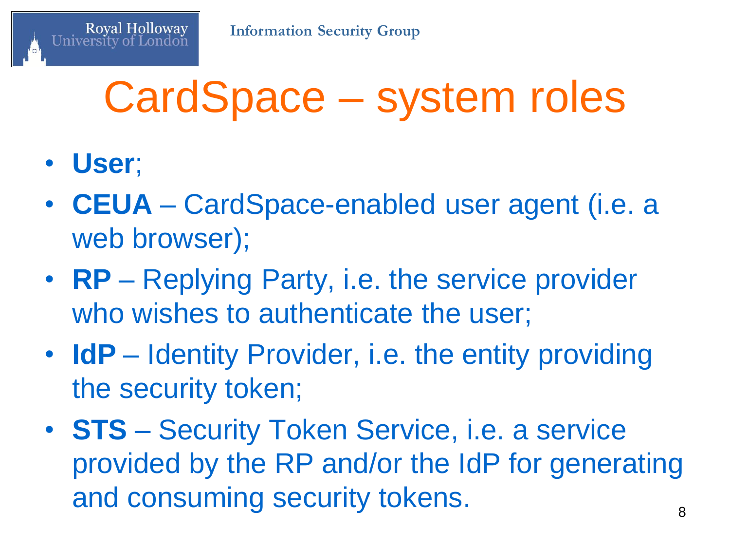# CardSpace – system roles

- **User**;
- **CEUA** – CardSpace-enabled user agent (i.e. a web browser);
- **RP** – Replying Party, i.e. the service provider who wishes to authenticate the user;
- **IdP** – Identity Provider, i.e. the entity providing the security token;
- **STS** – Security Token Service, i.e. a service provided by the RP and/or the IdP for generating and consuming security tokens.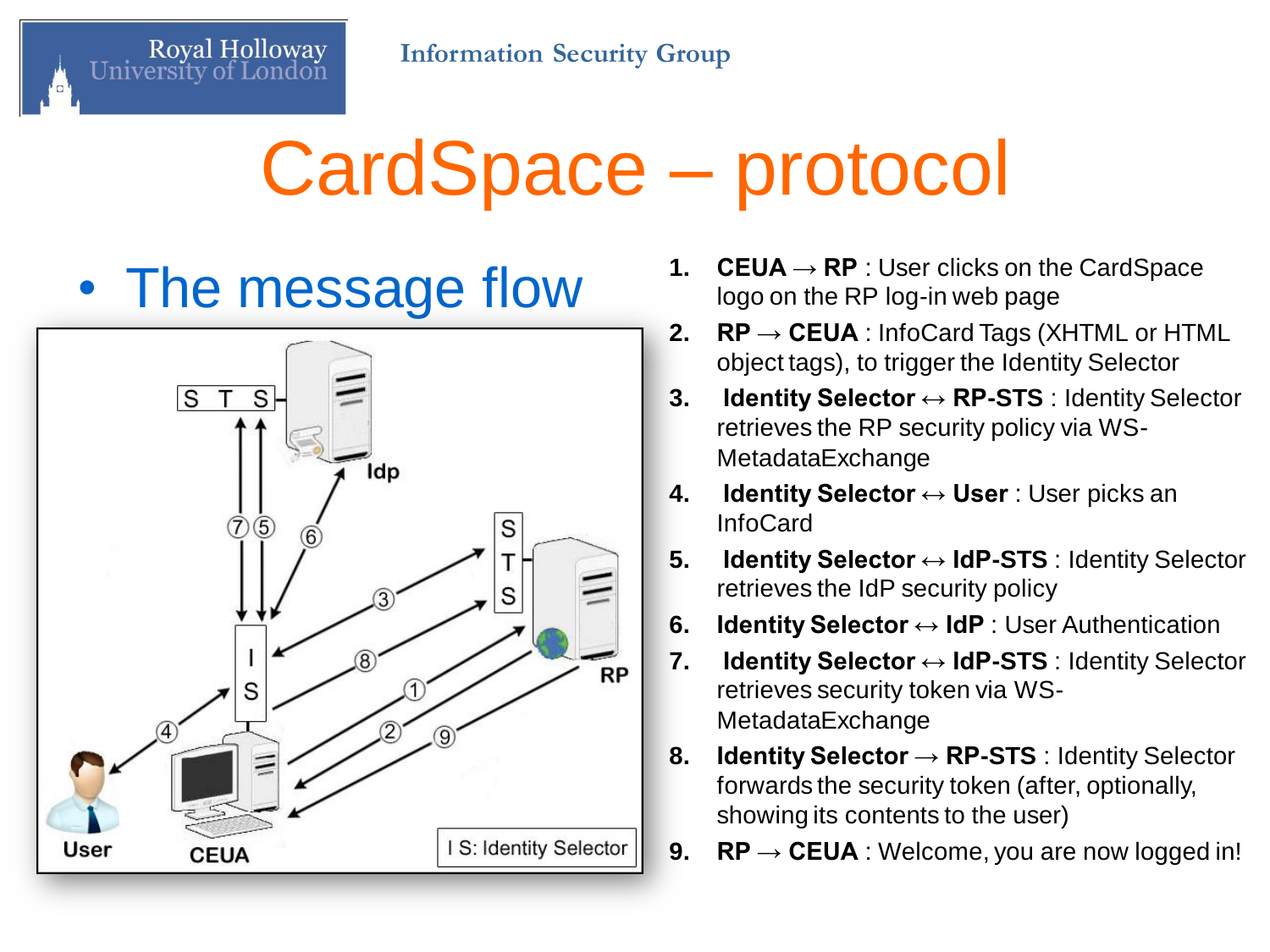# CardSpace – protocol

- The message flow

1. **CEUA → RP** : User clicks on the CardSpace logo on the RP log-in web page
2. **RP → CEUA** : InfoCard Tags (XHTML or HTML object tags), to trigger the Identity Selector
3. **Identity Selector ↔ RP-STS** : Identity Selector retrieves the RP security policy via WS-MetadataExchange
4. **Identity Selector ↔ User** : User picks an InfoCard
5. **Identity Selector ↔ IdP-STS** : Identity Selector retrieves the IdP security policy
6. **Identity Selector ↔ IdP** : User Authentication
7. **Identity Selector ↔ IdP-STS** : Identity Selector retrieves security token via WS-MetadataExchange
8. **Identity Selector → RP-STS** : Identity Selector forwards the security token (after, optionally, showing its contents to the user)
9. **RP → CEUA** : Welcome, you are now logged in!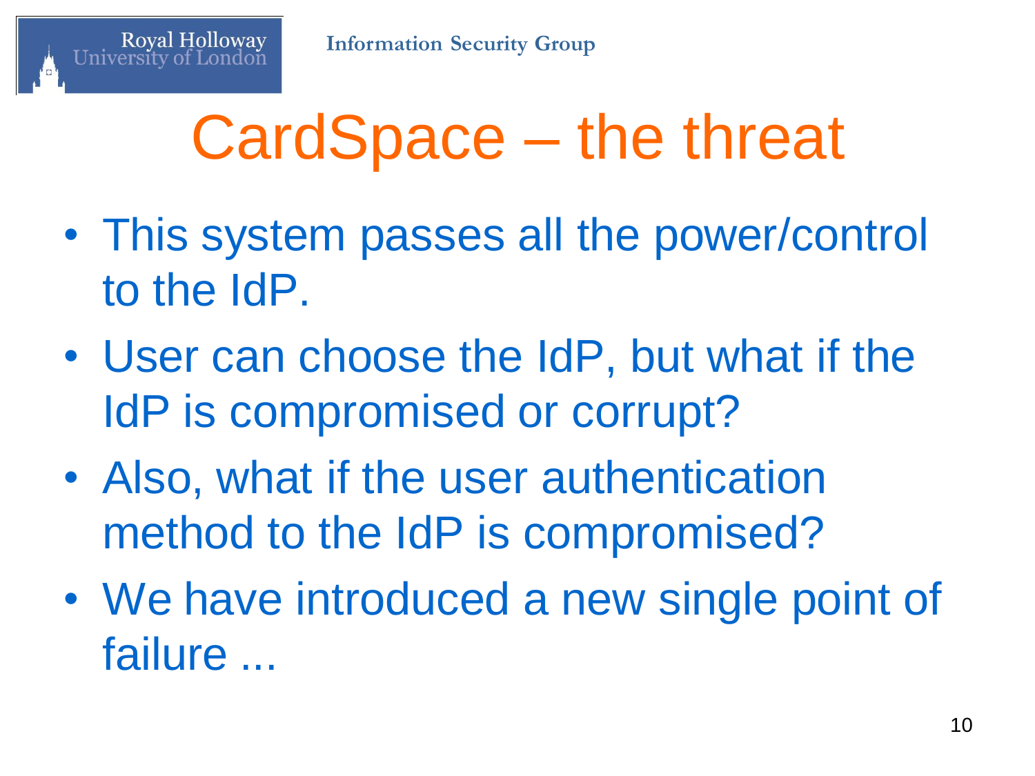# CardSpace – the threat

- This system passes all the power/control to the IdP.
- User can choose the IdP, but what if the IdP is compromised or corrupt?
- Also, what if the user authentication method to the IdP is compromised?
- We have introduced a new single point of failure ...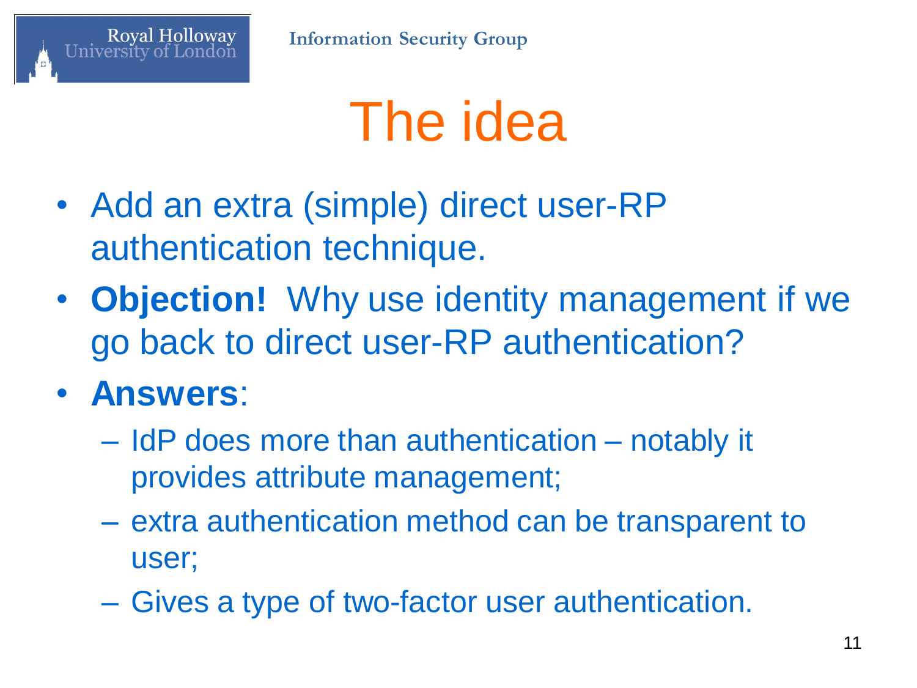# The idea

- Add an extra (simple) direct user-RP authentication technique.
- **Objection!** Why use identity management if we go back to direct user-RP authentication?
- **Answers**:
  - IdP does more than authentication – notably it provides attribute management;
  - extra authentication method can be transparent to user;
  - Gives a type of two-factor user authentication.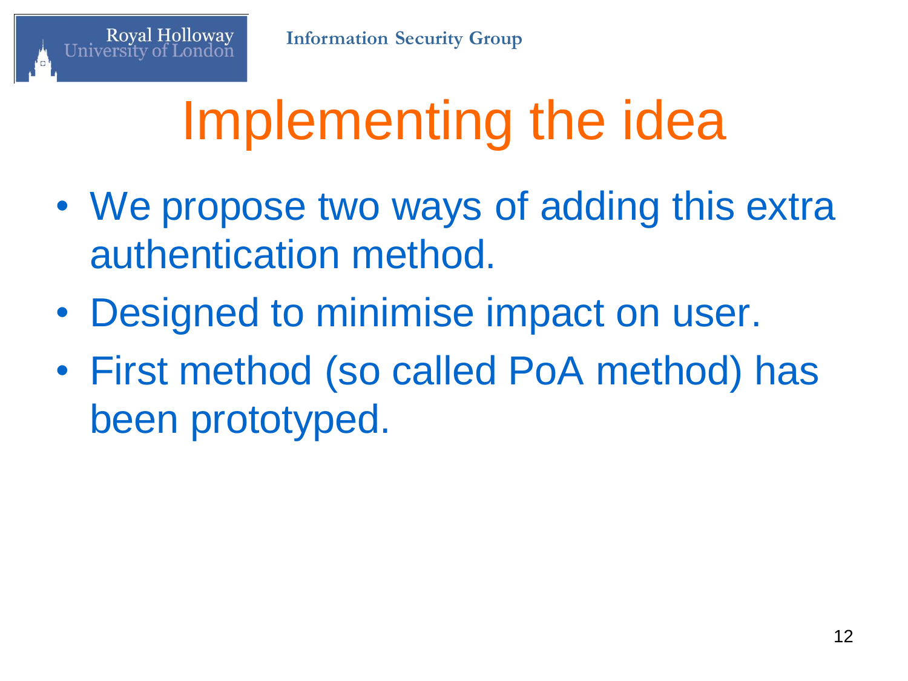# Implementing the idea

- We propose two ways of adding this extra authentication method.
- Designed to minimise impact on user.
- First method (so called PoA method) has been prototyped.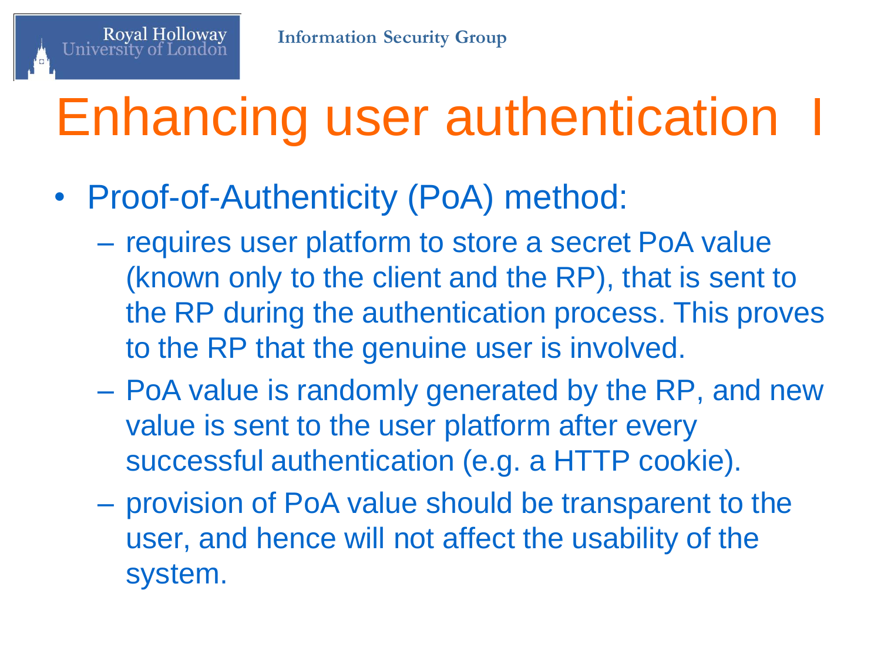# Enhancing user authentication I

- Proof-of-Authenticity (PoA) method:
  - requires user platform to store a secret PoA value (known only to the client and the RP), that is sent to the RP during the authentication process. This proves to the RP that the genuine user is involved.
  - PoA value is randomly generated by the RP, and new value is sent to the user platform after every successful authentication (e.g. a HTTP cookie).
  - provision of PoA value should be transparent to the user, and hence will not affect the usability of the system.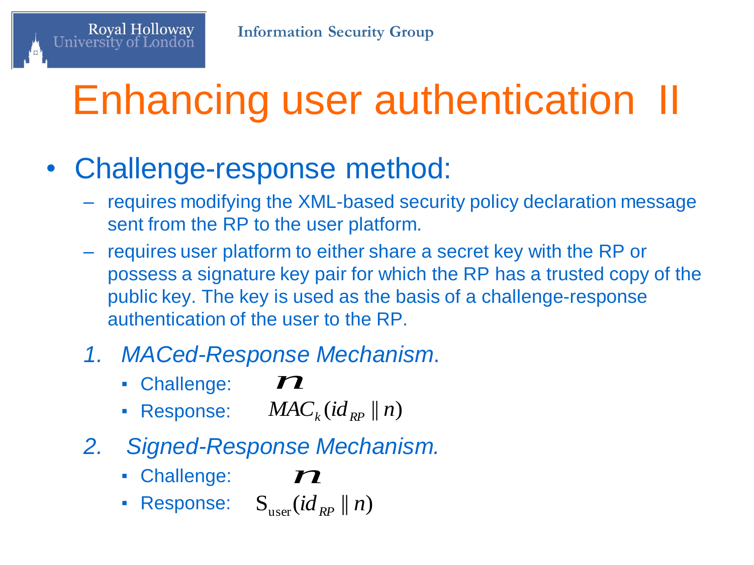# Enhancing user authentication II

- Challenge-response method:
  - requires modifying the XML-based security policy declaration message sent from the RP to the user platform.
  - requires user platform to either share a secret key with the RP or possess a signature key pair for which the RP has a trusted copy of the public key. The key is used as the basis of a challenge-response authentication of the user to the RP.

1. *MACed-Response Mechanism*.
   - Challenge: $n$
   - Response: $MAC_k(id_{RP} \| n)$
2. *Signed-Response Mechanism.*
   - Challenge: $n$
   - Response: $S_{\text{user}}(id_{RP} \| n)$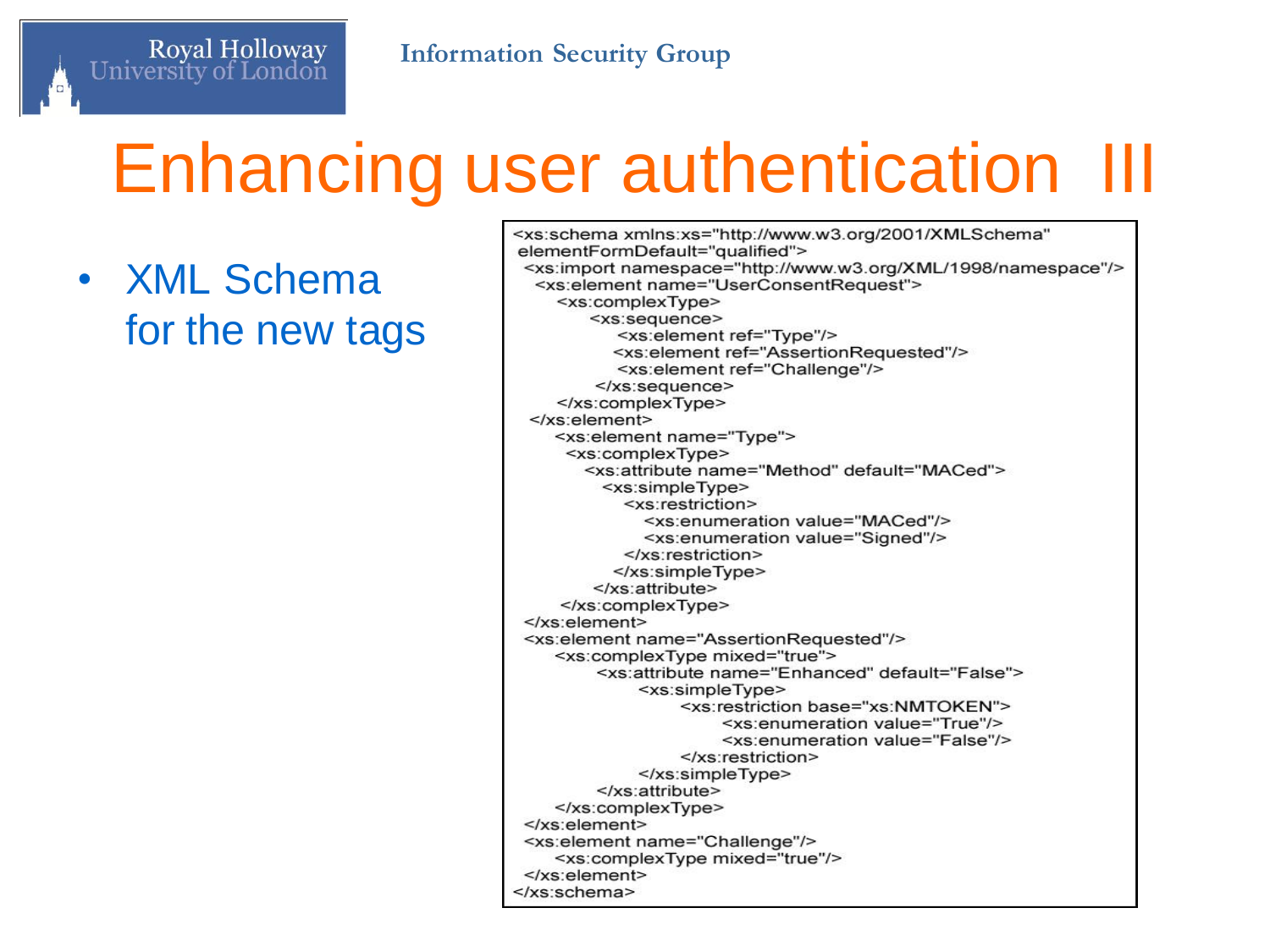# Enhancing user authentication III

- XML Schema for the new tags

```
<xs:schema xmlns:xs="http://www.w3.org/2001/XMLSchema"
 elementFormDefault="qualified">
  <xs:import namespace="http://www.w3.org/XML/1998/namespace"/>
    <xs:element name="UserConsentRequest">
       <xs:complexType>
           <xs:sequence>
              <xs:element ref="Type"/>
              <xs:element ref="AssertionRequested"/>
              <xs:element ref="Challenge"/>
           </xs:sequence>
       </xs:complexType>
  </xs:element>
       <xs:element name="Type">
        <xs:complexType>
          <xs:attribute name="Method" default="MACed">
            <xs:simpleType>
              <xs:restriction>
                <xs:enumeration value="MACed"/>
                <xs:enumeration value="Signed"/>
              </xs:restriction>
            </xs:simpleType>
          </xs:attribute>
       </xs:complexType>
  </xs:element>
  <xs:element name="AssertionRequested"/>
       <xs:complexType mixed="true">
            <xs:attribute name="Enhanced" default="False">
                 <xs:simpleType>
                      <xs:restriction base="xs:NMTOKEN">
                           <xs:enumeration value="True"/>
                           <xs:enumeration value="False"/>
                      </xs:restriction>
                 </xs:simpleType>
            </xs:attribute>
       </xs:complexType>
  </xs:element>
  <xs:element name="Challenge"/>
       <xs:complexType mixed="true"/>
  </xs:element>
</xs:schema>
```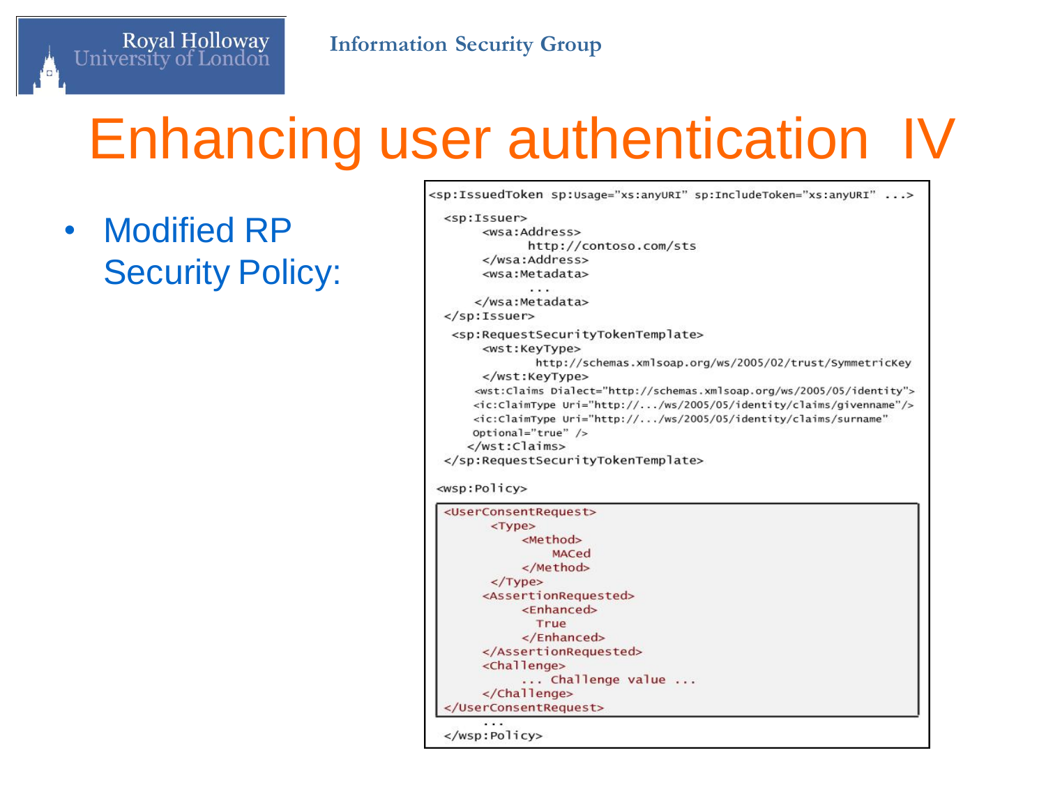# Enhancing user authentication IV

- Modified RP Security Policy:

```
<sp:IssuedToken sp:Usage="xs:anyURI" sp:IncludeToken="xs:anyURI" ...>
  <sp:Issuer>
       <wsa:Address>
             http://contoso.com/sts
       </wsa:Address>
       <wsa:Metadata>
             ...
      </wsa:Metadata>
  </sp:Issuer>
   <sp:RequestSecurityTokenTemplate>
       <wst:KeyType>
              http://schemas.xmlsoap.org/ws/2005/02/trust/SymmetricKey
       </wst:KeyType>
      <wst:Claims Dialect="http://schemas.xmlsoap.org/ws/2005/05/identity">
      <ic:ClaimType Uri="http://.../ws/2005/05/identity/claims/givenname"/>
      <ic:ClaimType Uri="http://.../ws/2005/05/identity/claims/surname"
      Optional="true" />
     </wst:Claims>
  </sp:RequestSecurityTokenTemplate>

 <wsp:Policy>
  <UserConsentRequest>
        <Type>
            <Method>
                MACed
            </Method>
        </Type>
       <AssertionRequested>
            <Enhanced>
              True
            </Enhanced>
       </AssertionRequested>
       <Challenge>
            ... Challenge value ...
       </Challenge>
  </UserConsentRequest>
      ...
  </wsp:Policy>
```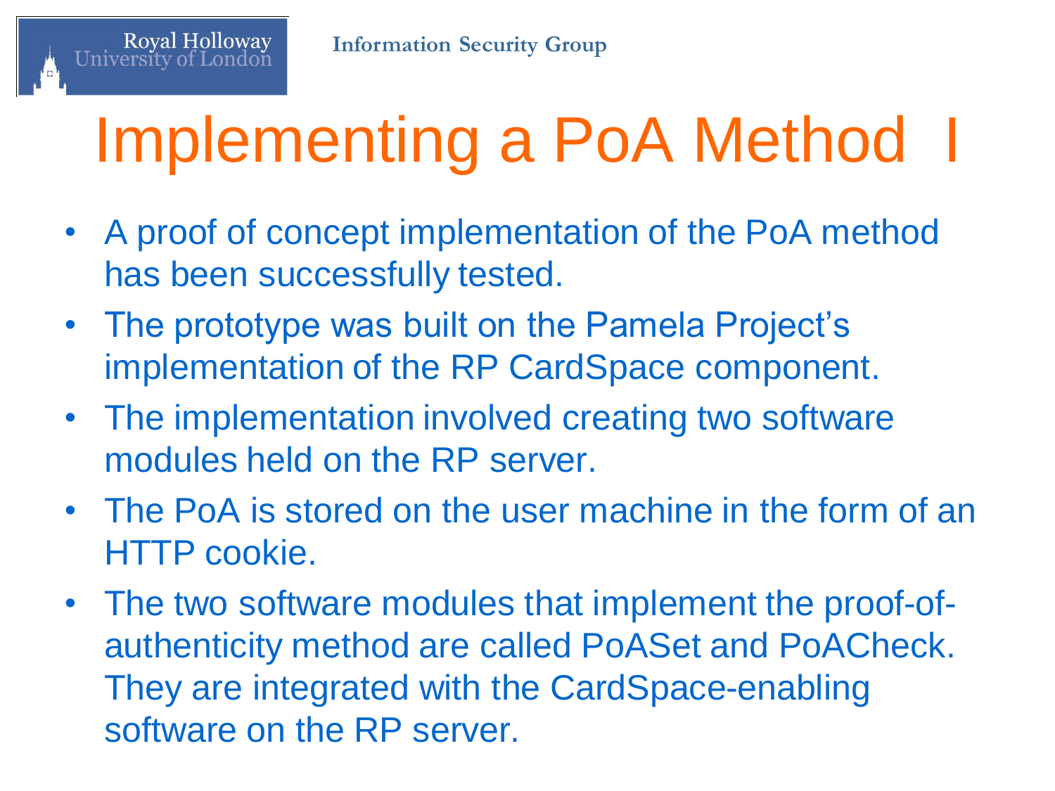# Implementing a PoA Method I

- A proof of concept implementation of the PoA method has been successfully tested.
- The prototype was built on the Pamela Project's implementation of the RP CardSpace component.
- The implementation involved creating two software modules held on the RP server.
- The PoA is stored on the user machine in the form of an HTTP cookie.
- The two software modules that implement the proof-of-authenticity method are called PoASet and PoACheck. They are integrated with the CardSpace-enabling software on the RP server.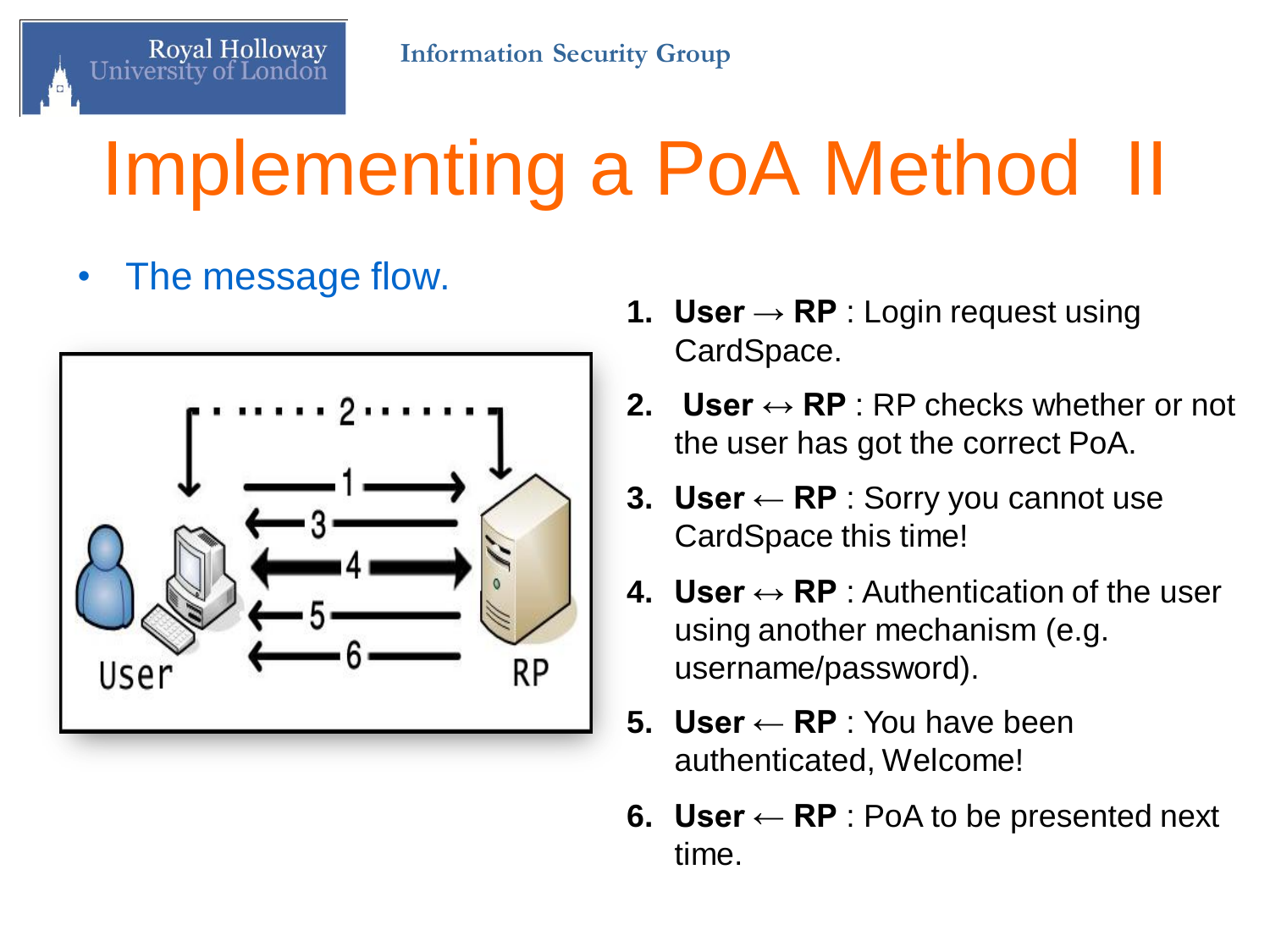# Implementing a PoA Method II

- The message flow.

1. **User → RP** : Login request using CardSpace.
2. **User ↔ RP** : RP checks whether or not the user has got the correct PoA.
3. **User ← RP** : Sorry you cannot use CardSpace this time!
4. **User ↔ RP** : Authentication of the user using another mechanism (e.g. username/password).
5. **User ← RP** : You have been authenticated, Welcome!
6. **User ← RP** : PoA to be presented next time.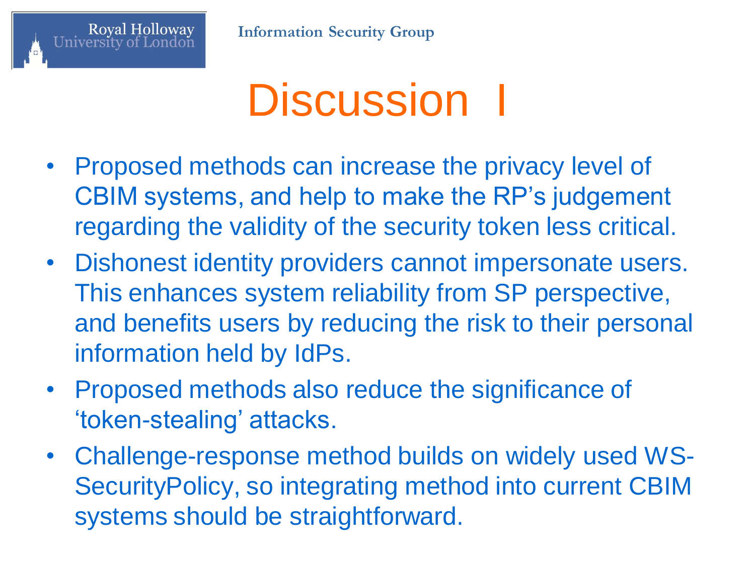# Discussion I

- Proposed methods can increase the privacy level of CBIM systems, and help to make the RP's judgement regarding the validity of the security token less critical.
- Dishonest identity providers cannot impersonate users. This enhances system reliability from SP perspective, and benefits users by reducing the risk to their personal information held by IdPs.
- Proposed methods also reduce the significance of 'token-stealing' attacks.
- Challenge-response method builds on widely used WS-SecurityPolicy, so integrating method into current CBIM systems should be straightforward.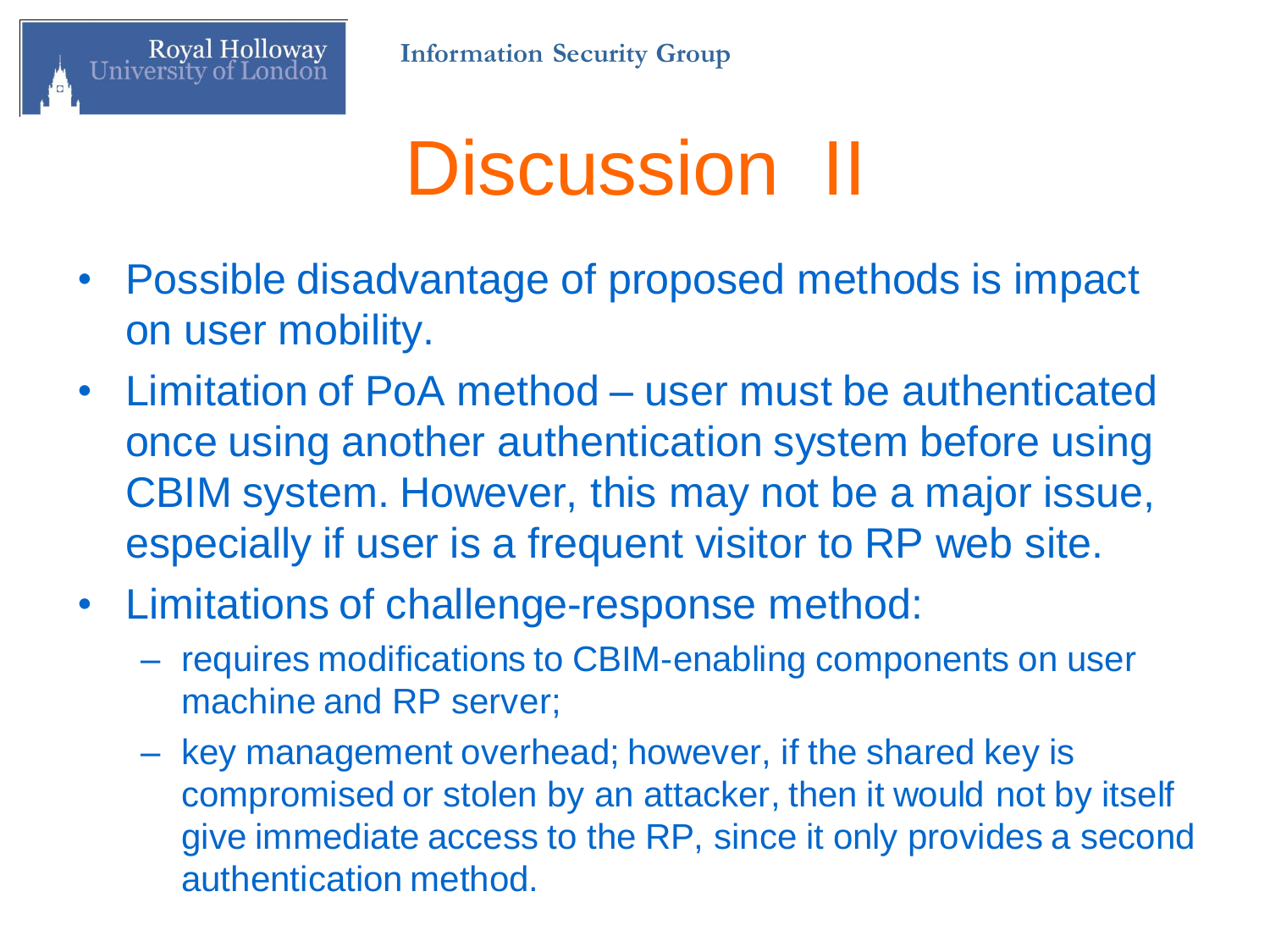# Discussion II

- Possible disadvantage of proposed methods is impact on user mobility.
- Limitation of PoA method – user must be authenticated once using another authentication system before using CBIM system. However, this may not be a major issue, especially if user is a frequent visitor to RP web site.
- Limitations of challenge-response method:
  - requires modifications to CBIM-enabling components on user machine and RP server;
  - key management overhead; however, if the shared key is compromised or stolen by an attacker, then it would not by itself give immediate access to the RP, since it only provides a second authentication method.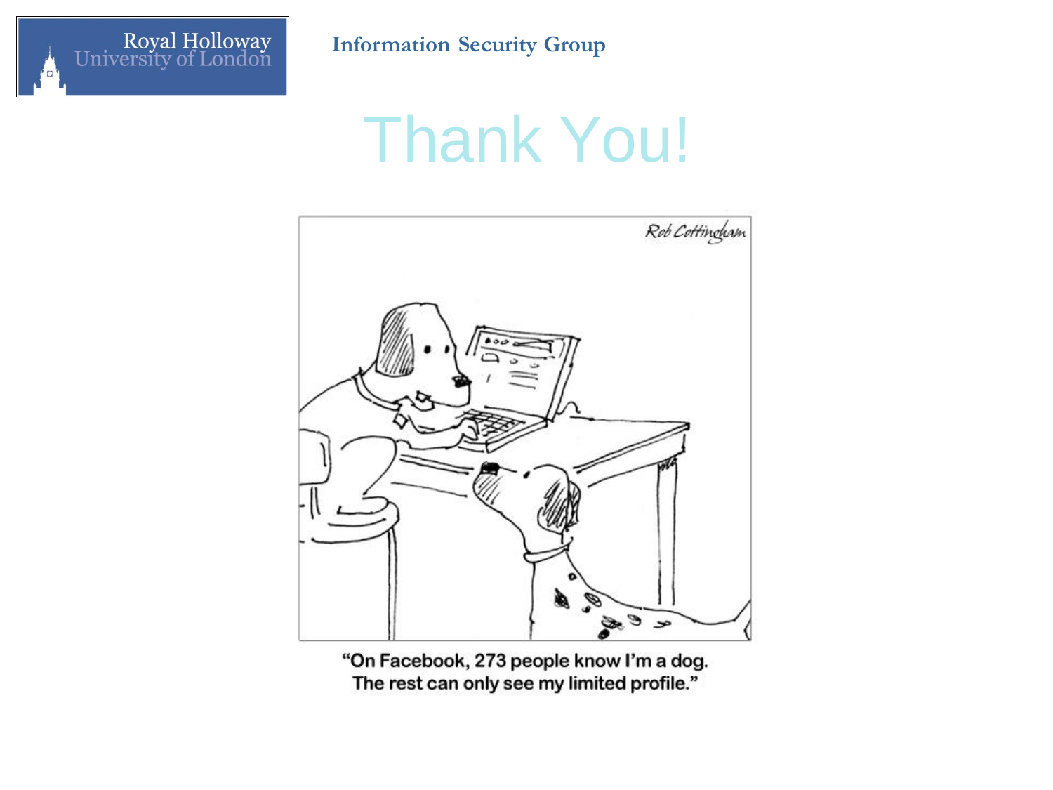# Thank You!

"On Facebook, 273 people know I'm a dog.
The rest can only see my limited profile."